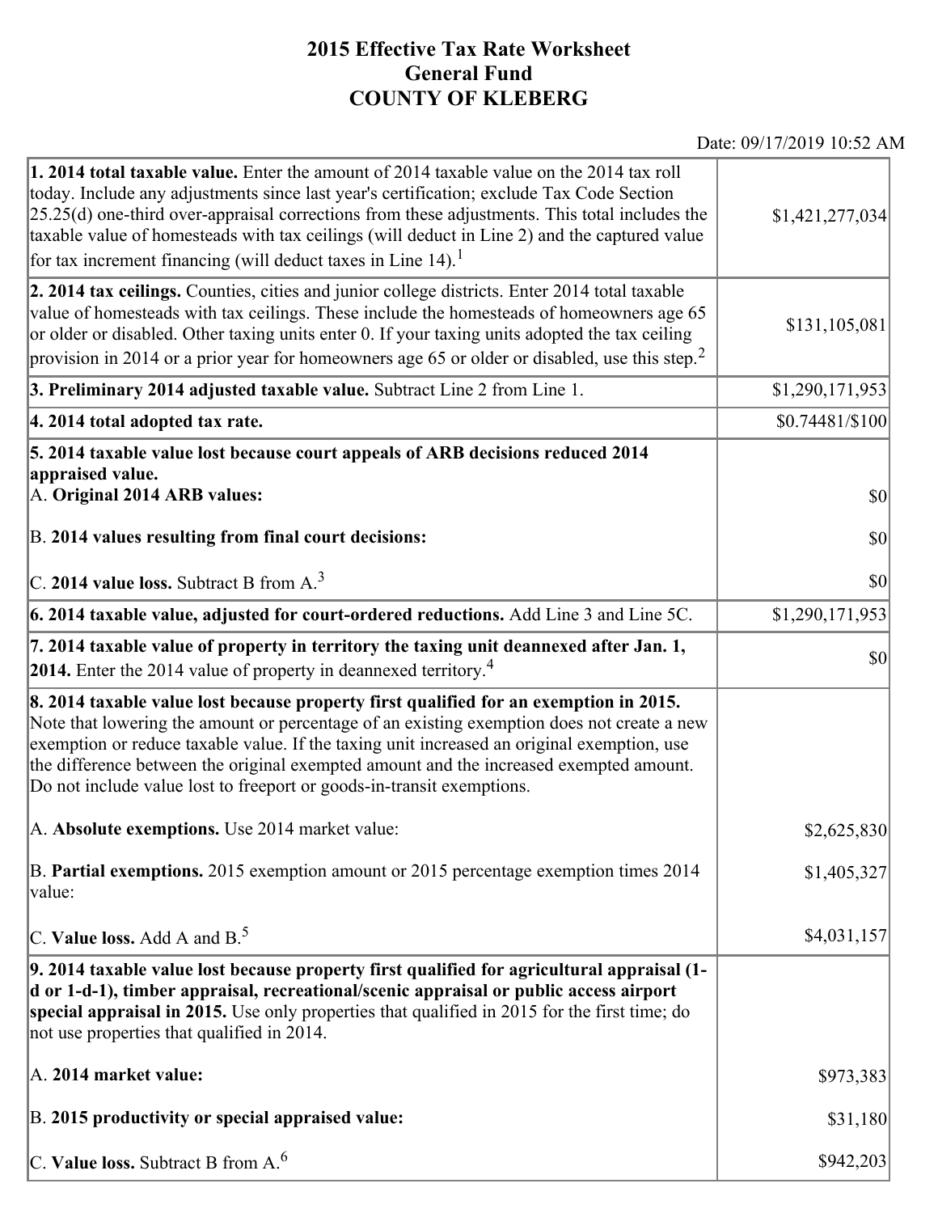# 2015 Effective Tax Rate Worksheet
## General Fund
## COUNTY OF KLEBERG

Date: 09/17/2019 10:52 AM

| | |
|---|---|
| **1. 2014 total taxable value.** Enter the amount of 2014 taxable value on the 2014 tax roll today. Include any adjustments since last year's certification; exclude Tax Code Section 25.25(d) one-third over-appraisal corrections from these adjustments. This total includes the taxable value of homesteads with tax ceilings (will deduct in Line 2) and the captured value for tax increment financing (will deduct taxes in Line 14).[1] | $1,421,277,034 |
| **2. 2014 tax ceilings.** Counties, cities and junior college districts. Enter 2014 total taxable value of homesteads with tax ceilings. These include the homesteads of homeowners age 65 or older or disabled. Other taxing units enter 0. If your taxing units adopted the tax ceiling provision in 2014 or a prior year for homeowners age 65 or older or disabled, use this step.[2] | $131,105,081 |
| **3. Preliminary 2014 adjusted taxable value.** Subtract Line 2 from Line 1. | $1,290,171,953 |
| **4. 2014 total adopted tax rate.** | $0.74481/$100 |
| **5. 2014 taxable value lost because court appeals of ARB decisions reduced 2014 appraised value.** | |
| A. **Original 2014 ARB values:** | $0 |
| B. **2014 values resulting from final court decisions:** | $0 |
| C. **2014 value loss.** Subtract B from A.[3] | $0 |
| **6. 2014 taxable value, adjusted for court-ordered reductions.** Add Line 3 and Line 5C. | $1,290,171,953 |
| **7. 2014 taxable value of property in territory the taxing unit deannexed after Jan. 1, 2014.** Enter the 2014 value of property in deannexed territory.[4] | $0 |
| **8. 2014 taxable value lost because property first qualified for an exemption in 2015.** Note that lowering the amount or percentage of an existing exemption does not create a new exemption or reduce taxable value. If the taxing unit increased an original exemption, use the difference between the original exempted amount and the increased exempted amount. Do not include value lost to freeport or goods-in-transit exemptions. | |
| A. **Absolute exemptions.** Use 2014 market value: | $2,625,830 |
| B. **Partial exemptions.** 2015 exemption amount or 2015 percentage exemption times 2014 value: | $1,405,327 |
| C. **Value loss.** Add A and B.[5] | $4,031,157 |
| **9. 2014 taxable value lost because property first qualified for agricultural appraisal (1-d or 1-d-1), timber appraisal, recreational/scenic appraisal or public access airport special appraisal in 2015.** Use only properties that qualified in 2015 for the first time; do not use properties that qualified in 2014. | |
| A. **2014 market value:** | $973,383 |
| B. **2015 productivity or special appraised value:** | $31,180 |
| C. **Value loss.** Subtract B from A.[6] | $942,203 |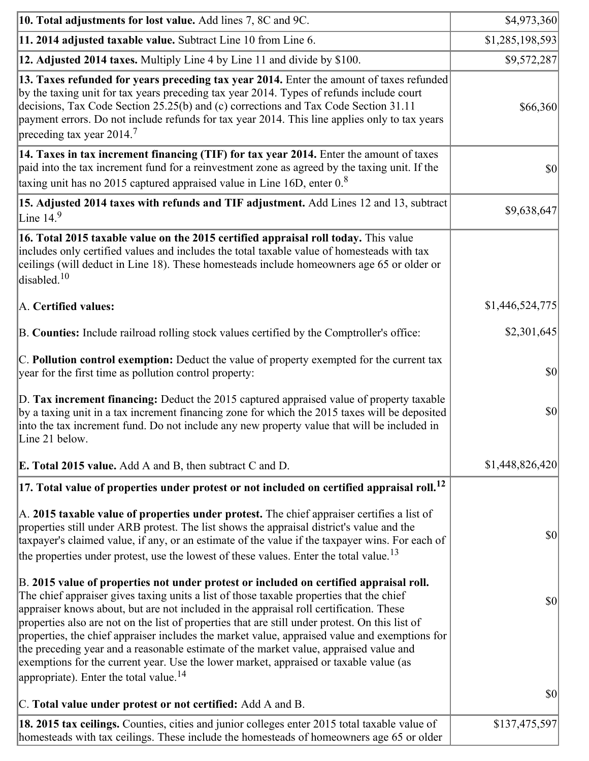| | |
|---|---|
| **10. Total adjustments for lost value.** Add lines 7, 8C and 9C. | $4,973,360 |
| **11. 2014 adjusted taxable value.** Subtract Line 10 from Line 6. | $1,285,198,593 |
| **12. Adjusted 2014 taxes.** Multiply Line 4 by Line 11 and divide by $100. | $9,572,287 |
| **13. Taxes refunded for years preceding tax year 2014.** Enter the amount of taxes refunded by the taxing unit for tax years preceding tax year 2014. Types of refunds include court decisions, Tax Code Section 25.25(b) and (c) corrections and Tax Code Section 31.11 payment errors. Do not include refunds for tax year 2014. This line applies only to tax years preceding tax year 2014.[7] | $66,360 |
| **14. Taxes in tax increment financing (TIF) for tax year 2014.** Enter the amount of taxes paid into the tax increment fund for a reinvestment zone as agreed by the taxing unit. If the taxing unit has no 2015 captured appraised value in Line 16D, enter 0.[8] | $0 |
| **15. Adjusted 2014 taxes with refunds and TIF adjustment.** Add Lines 12 and 13, subtract Line 14.[9] | $9,638,647 |
| **16. Total 2015 taxable value on the 2015 certified appraisal roll today.** This value includes only certified values and includes the total taxable value of homesteads with tax ceilings (will deduct in Line 18). These homesteads include homeowners age 65 or older or disabled.[10] | |
| A. **Certified values:** | $1,446,524,775 |
| B. **Counties:** Include railroad rolling stock values certified by the Comptroller's office: | $2,301,645 |
| C. **Pollution control exemption:** Deduct the value of property exempted for the current tax year for the first time as pollution control property: | $0 |
| D. **Tax increment financing:** Deduct the 2015 captured appraised value of property taxable by a taxing unit in a tax increment financing zone for which the 2015 taxes will be deposited into the tax increment fund. Do not include any new property value that will be included in Line 21 below. | $0 |
| **E. Total 2015 value.** Add A and B, then subtract C and D. | $1,448,826,420 |
| **17. Total value of properties under protest or not included on certified appraisal roll.**[12] | |
| A. **2015 taxable value of properties under protest.** The chief appraiser certifies a list of properties still under ARB protest. The list shows the appraisal district's value and the taxpayer's claimed value, if any, or an estimate of the value if the taxpayer wins. For each of the properties under protest, use the lowest of these values. Enter the total value.[13] | $0 |
| B. **2015 value of properties not under protest or included on certified appraisal roll.** The chief appraiser gives taxing units a list of those taxable properties that the chief appraiser knows about, but are not included in the appraisal roll certification. These properties also are not on the list of properties that are still under protest. On this list of properties, the chief appraiser includes the market value, appraised value and exemptions for the preceding year and a reasonable estimate of the market value, appraised value and exemptions for the current year. Use the lower market, appraised or taxable value (as appropriate). Enter the total value.[14] | $0 |
| C. **Total value under protest or not certified:** Add A and B. | $0 |
| **18. 2015 tax ceilings.** Counties, cities and junior colleges enter 2015 total taxable value of homesteads with tax ceilings. These include the homesteads of homeowners age 65 or older | $137,475,597 |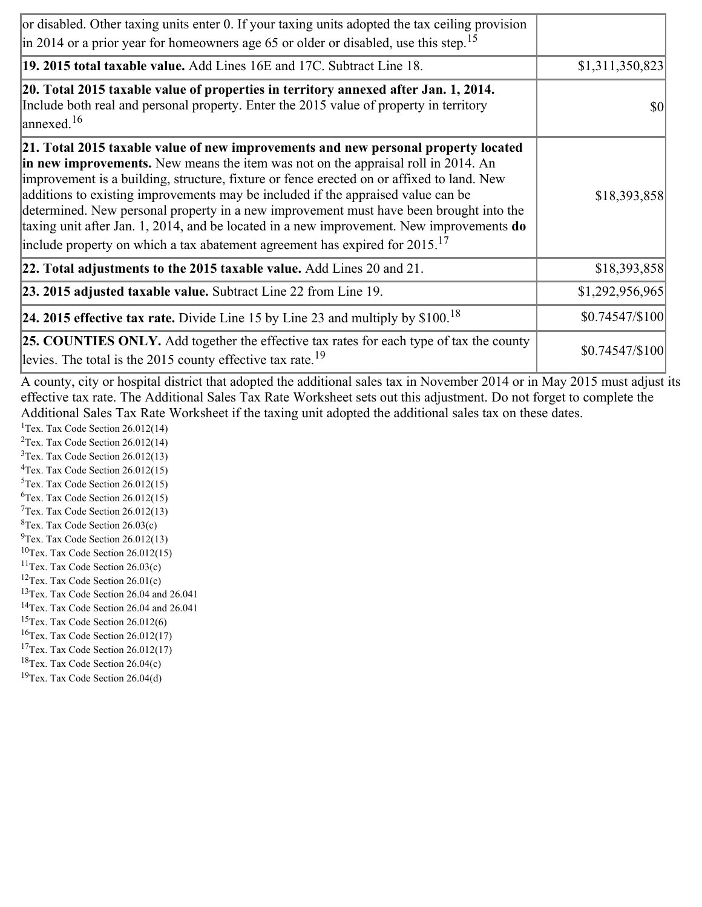| | |
|---|---|
| or disabled. Other taxing units enter 0. If your taxing units adopted the tax ceiling provision in 2014 or a prior year for homeowners age 65 or older or disabled, use this step.[15] | |
| **19. 2015 total taxable value.** Add Lines 16E and 17C. Subtract Line 18. | $1,311,350,823 |
| **20. Total 2015 taxable value of properties in territory annexed after Jan. 1, 2014.** Include both real and personal property. Enter the 2015 value of property in territory annexed.[16] | $0 |
| **21. Total 2015 taxable value of new improvements and new personal property located in new improvements.** New means the item was not on the appraisal roll in 2014. An improvement is a building, structure, fixture or fence erected on or affixed to land. New additions to existing improvements may be included if the appraised value can be determined. New personal property in a new improvement must have been brought into the taxing unit after Jan. 1, 2014, and be located in a new improvement. New improvements **do** include property on which a tax abatement agreement has expired for 2015.[17] | $18,393,858 |
| **22. Total adjustments to the 2015 taxable value.** Add Lines 20 and 21. | $18,393,858 |
| **23. 2015 adjusted taxable value.** Subtract Line 22 from Line 19. | $1,292,956,965 |
| **24. 2015 effective tax rate.** Divide Line 15 by Line 23 and multiply by $100.[18] | $0.74547/$100 |
| **25. COUNTIES ONLY.** Add together the effective tax rates for each type of tax the county levies. The total is the 2015 county effective tax rate.[19] | $0.74547/$100 |

A county, city or hospital district that adopted the additional sales tax in November 2014 or in May 2015 must adjust its effective tax rate. The Additional Sales Tax Rate Worksheet sets out this adjustment. Do not forget to complete the Additional Sales Tax Rate Worksheet if the taxing unit adopted the additional sales tax on these dates.

[1]Tex. Tax Code Section 26.012(14)
[2]Tex. Tax Code Section 26.012(14)
[3]Tex. Tax Code Section 26.012(13)
[4]Tex. Tax Code Section 26.012(15)
[5]Tex. Tax Code Section 26.012(15)
[6]Tex. Tax Code Section 26.012(15)
[7]Tex. Tax Code Section 26.012(13)
[8]Tex. Tax Code Section 26.03(c)
[9]Tex. Tax Code Section 26.012(13)
[10]Tex. Tax Code Section 26.012(15)
[11]Tex. Tax Code Section 26.03(c)
[12]Tex. Tax Code Section 26.01(c)
[13]Tex. Tax Code Section 26.04 and 26.041
[14]Tex. Tax Code Section 26.04 and 26.041
[15]Tex. Tax Code Section 26.012(6)
[16]Tex. Tax Code Section 26.012(17)
[17]Tex. Tax Code Section 26.012(17)
[18]Tex. Tax Code Section 26.04(c)
[19]Tex. Tax Code Section 26.04(d)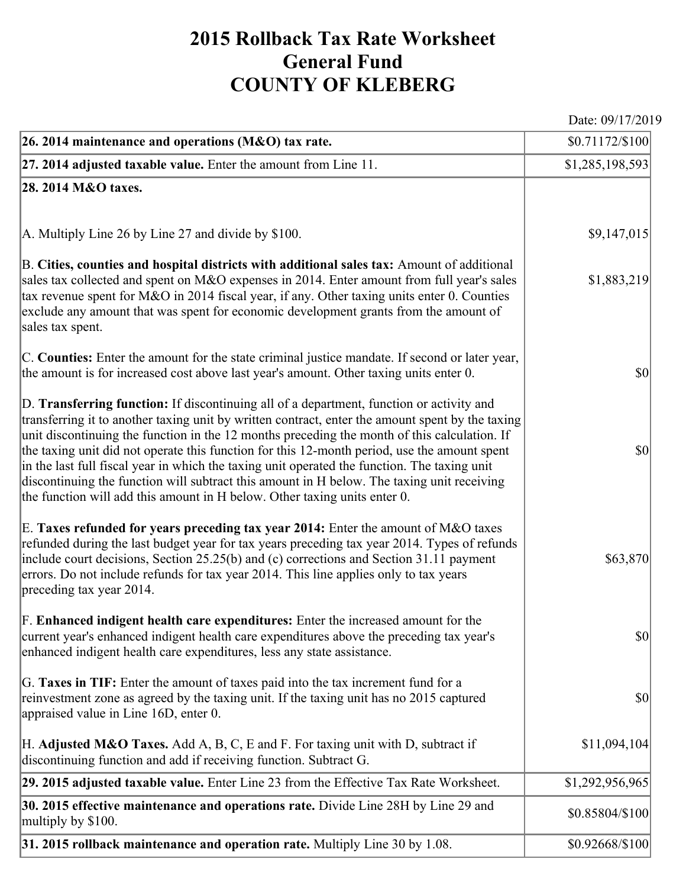# 2015 Rollback Tax Rate Worksheet
# General Fund
# COUNTY OF KLEBERG

Date: 09/17/2019

| | |
|---|---|
| **26. 2014 maintenance and operations (M&O) tax rate.** | $0.71172/$100 |
| **27. 2014 adjusted taxable value.** Enter the amount from Line 11. | $1,285,198,593 |
| **28. 2014 M&O taxes.** | |
| A. Multiply Line 26 by Line 27 and divide by $100. | $9,147,015 |
| B. **Cities, counties and hospital districts with additional sales tax:** Amount of additional sales tax collected and spent on M&O expenses in 2014. Enter amount from full year's sales tax revenue spent for M&O in 2014 fiscal year, if any. Other taxing units enter 0. Counties exclude any amount that was spent for economic development grants from the amount of sales tax spent. | $1,883,219 |
| C. **Counties:** Enter the amount for the state criminal justice mandate. If second or later year, the amount is for increased cost above last year's amount. Other taxing units enter 0. | $0 |
| D. **Transferring function:** If discontinuing all of a department, function or activity and transferring it to another taxing unit by written contract, enter the amount spent by the taxing unit discontinuing the function in the 12 months preceding the month of this calculation. If the taxing unit did not operate this function for this 12-month period, use the amount spent in the last full fiscal year in which the taxing unit operated the function. The taxing unit discontinuing the function will subtract this amount in H below. The taxing unit receiving the function will add this amount in H below. Other taxing units enter 0. | $0 |
| E. **Taxes refunded for years preceding tax year 2014:** Enter the amount of M&O taxes refunded during the last budget year for tax years preceding tax year 2014. Types of refunds include court decisions, Section 25.25(b) and (c) corrections and Section 31.11 payment errors. Do not include refunds for tax year 2014. This line applies only to tax years preceding tax year 2014. | $63,870 |
| F. **Enhanced indigent health care expenditures:** Enter the increased amount for the current year's enhanced indigent health care expenditures above the preceding tax year's enhanced indigent health care expenditures, less any state assistance. | $0 |
| G. **Taxes in TIF:** Enter the amount of taxes paid into the tax increment fund for a reinvestment zone as agreed by the taxing unit. If the taxing unit has no 2015 captured appraised value in Line 16D, enter 0. | $0 |
| H. **Adjusted M&O Taxes.** Add A, B, C, E and F. For taxing unit with D, subtract if discontinuing function and add if receiving function. Subtract G. | $11,094,104 |
| **29. 2015 adjusted taxable value.** Enter Line 23 from the Effective Tax Rate Worksheet. | $1,292,956,965 |
| **30. 2015 effective maintenance and operations rate.** Divide Line 28H by Line 29 and multiply by $100. | $0.85804/$100 |
| **31. 2015 rollback maintenance and operation rate.** Multiply Line 30 by 1.08. | $0.92668/$100 |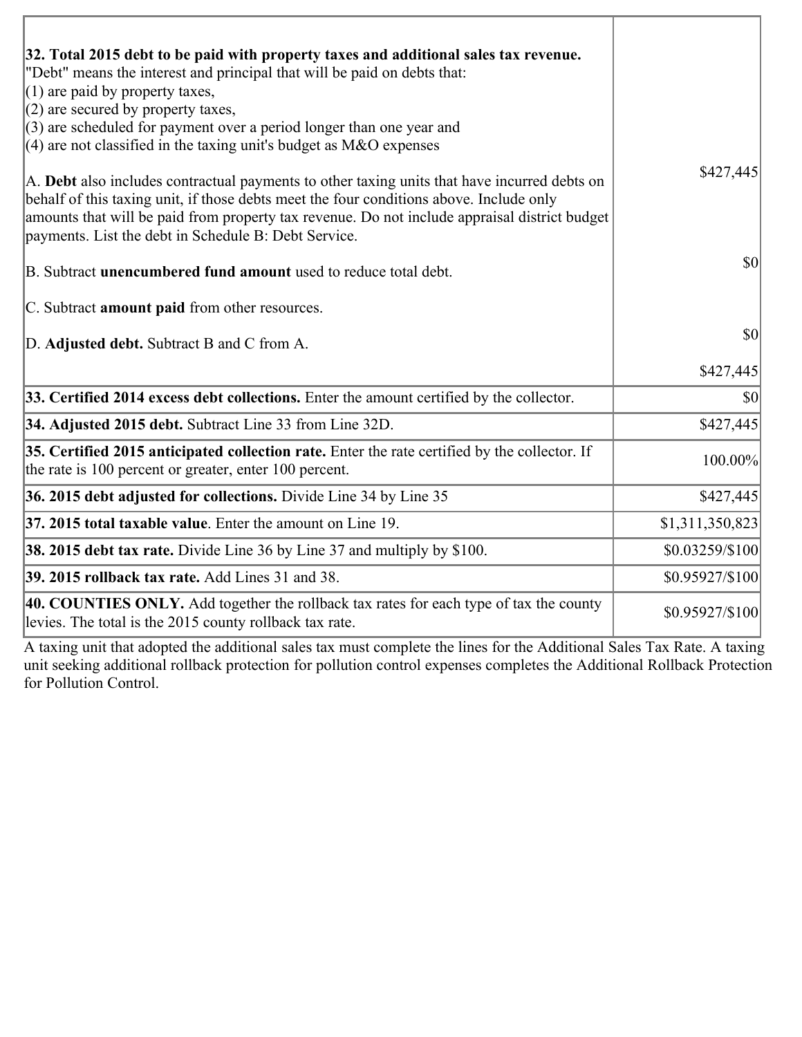| | |
|---|---|
| **32. Total 2015 debt to be paid with property taxes and additional sales tax revenue.**<br>"Debt" means the interest and principal that will be paid on debts that:<br>(1) are paid by property taxes,<br>(2) are secured by property taxes,<br>(3) are scheduled for payment over a period longer than one year and<br>(4) are not classified in the taxing unit's budget as M&O expenses<br><br>A. **Debt** also includes contractual payments to other taxing units that have incurred debts on behalf of this taxing unit, if those debts meet the four conditions above. Include only amounts that will be paid from property tax revenue. Do not include appraisal district budget payments. List the debt in Schedule B: Debt Service.<br><br>B. Subtract **unencumbered fund amount** used to reduce total debt.<br><br>C. Subtract **amount paid** from other resources.<br><br>D. **Adjusted debt.** Subtract B and C from A. | $427,445<br><br>$0<br><br>$0<br><br>$427,445 |
| **33. Certified 2014 excess debt collections.** Enter the amount certified by the collector. | $0 |
| **34. Adjusted 2015 debt.** Subtract Line 33 from Line 32D. | $427,445 |
| **35. Certified 2015 anticipated collection rate.** Enter the rate certified by the collector. If the rate is 100 percent or greater, enter 100 percent. | 100.00% |
| **36. 2015 debt adjusted for collections.** Divide Line 34 by Line 35 | $427,445 |
| **37. 2015 total taxable value**. Enter the amount on Line 19. | $1,311,350,823 |
| **38. 2015 debt tax rate.** Divide Line 36 by Line 37 and multiply by $100. | $0.03259/$100 |
| **39. 2015 rollback tax rate.** Add Lines 31 and 38. | $0.95927/$100 |
| **40. COUNTIES ONLY.** Add together the rollback tax rates for each type of tax the county levies. The total is the 2015 county rollback tax rate. | $0.95927/$100 |

A taxing unit that adopted the additional sales tax must complete the lines for the Additional Sales Tax Rate. A taxing unit seeking additional rollback protection for pollution control expenses completes the Additional Rollback Protection for Pollution Control.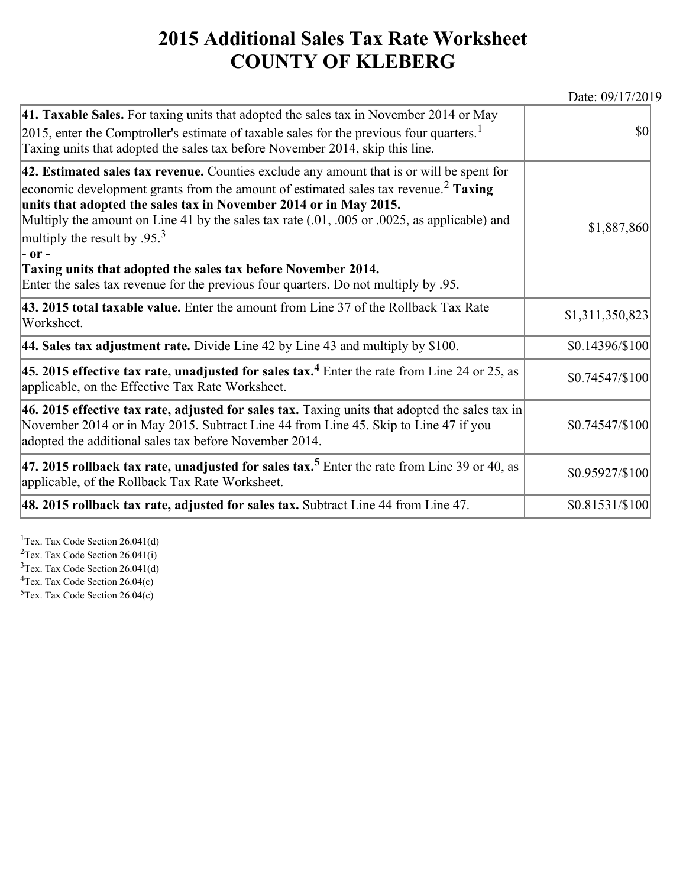# 2015 Additional Sales Tax Rate Worksheet
# COUNTY OF KLEBERG

Date: 09/17/2019

| | |
|---|---|
| **41. Taxable Sales.** For taxing units that adopted the sales tax in November 2014 or May 2015, enter the Comptroller's estimate of taxable sales for the previous four quarters.[1] Taxing units that adopted the sales tax before November 2014, skip this line. | $0 |
| **42. Estimated sales tax revenue.** Counties exclude any amount that is or will be spent for economic development grants from the amount of estimated sales tax revenue.[2] **Taxing units that adopted the sales tax in November 2014 or in May 2015.** Multiply the amount on Line 41 by the sales tax rate (.01, .005 or .0025, as applicable) and multiply the result by .95.[3] **- or -** **Taxing units that adopted the sales tax before November 2014.** Enter the sales tax revenue for the previous four quarters. Do not multiply by .95. | $1,887,860 |
| **43. 2015 total taxable value.** Enter the amount from Line 37 of the Rollback Tax Rate Worksheet. | $1,311,350,823 |
| **44. Sales tax adjustment rate.** Divide Line 42 by Line 43 and multiply by $100. | $0.14396/$100 |
| **45. 2015 effective tax rate, unadjusted for sales tax.[4]** Enter the rate from Line 24 or 25, as applicable, on the Effective Tax Rate Worksheet. | $0.74547/$100 |
| **46. 2015 effective tax rate, adjusted for sales tax.** Taxing units that adopted the sales tax in November 2014 or in May 2015. Subtract Line 44 from Line 45. Skip to Line 47 if you adopted the additional sales tax before November 2014. | $0.74547/$100 |
| **47. 2015 rollback tax rate, unadjusted for sales tax.[5]** Enter the rate from Line 39 or 40, as applicable, of the Rollback Tax Rate Worksheet. | $0.95927/$100 |
| **48. 2015 rollback tax rate, adjusted for sales tax.** Subtract Line 44 from Line 47. | $0.81531/$100 |

[1] Tex. Tax Code Section 26.041(d)
[2] Tex. Tax Code Section 26.041(i)
[3] Tex. Tax Code Section 26.041(d)
[4] Tex. Tax Code Section 26.04(c)
[5] Tex. Tax Code Section 26.04(c)